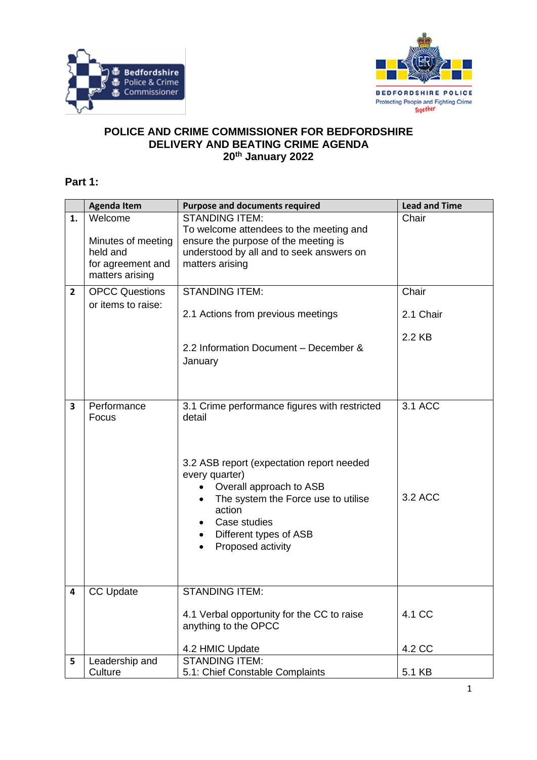# POLICE AND CRIME COMMISSIONER FOR BEDFORDSHIRE
## DELIVERY AND BEATING CRIME AGENDA
### 20th January 2022

**Part 1:**

| | Agenda Item | Purpose and documents required | Lead and Time |
|---|---|---|---|
| 1. | Welcome<br><br>Minutes of meeting held and for agreement and matters arising | STANDING ITEM:<br>To welcome attendees to the meeting and ensure the purpose of the meeting is understood by all and to seek answers on matters arising | Chair |
| 2 | OPCC Questions or items to raise: | STANDING ITEM:<br><br>2.1 Actions from previous meetings<br><br>2.2 Information Document – December & January | Chair<br><br>2.1 Chair<br><br>2.2 KB |
| 3 | Performance Focus | 3.1 Crime performance figures with restricted detail<br><br>3.2 ASB report (expectation report needed every quarter)<br>• Overall approach to ASB<br>• The system the Force use to utilise action<br>• Case studies<br>• Different types of ASB<br>• Proposed activity | 3.1 ACC<br><br>3.2 ACC |
| 4 | CC Update | STANDING ITEM:<br><br>4.1 Verbal opportunity for the CC to raise anything to the OPCC<br><br>4.2 HMIC Update | 4.1 CC<br><br>4.2 CC |
| 5 | Leadership and Culture | STANDING ITEM:<br>5.1: Chief Constable Complaints | 5.1 KB |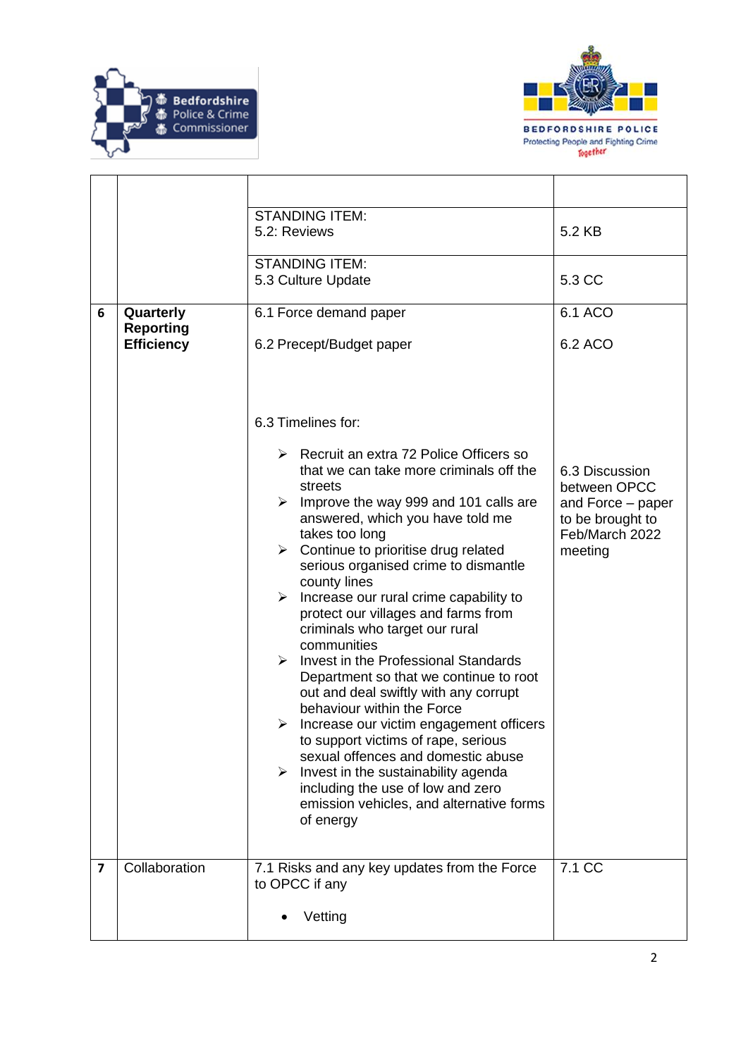| | | | |
|---|---|---|---|
| | | | |
| | | STANDING ITEM:<br>5.2: Reviews | 5.2 KB |
| | | STANDING ITEM:<br>5.3 Culture Update | 5.3 CC |
| **6** | **Quarterly Reporting Efficiency** | 6.1 Force demand paper<br><br>6.2 Precept/Budget paper<br><br>6.3 Timelines for:<br>➢ Recruit an extra 72 Police Officers so that we can take more criminals off the streets<br>➢ Improve the way 999 and 101 calls are answered, which you have told me takes too long<br>➢ Continue to prioritise drug related serious organised crime to dismantle county lines<br>➢ Increase our rural crime capability to protect our villages and farms from criminals who target our rural communities<br>➢ Invest in the Professional Standards Department so that we continue to root out and deal swiftly with any corrupt behaviour within the Force<br>➢ Increase our victim engagement officers to support victims of rape, serious sexual offences and domestic abuse<br>➢ Invest in the sustainability agenda including the use of low and zero emission vehicles, and alternative forms of energy | 6.1 ACO<br><br>6.2 ACO<br><br>6.3 Discussion between OPCC and Force – paper to be brought to Feb/March 2022 meeting |
| **7** | Collaboration | 7.1 Risks and any key updates from the Force to OPCC if any<br><br>• Vetting | 7.1 CC |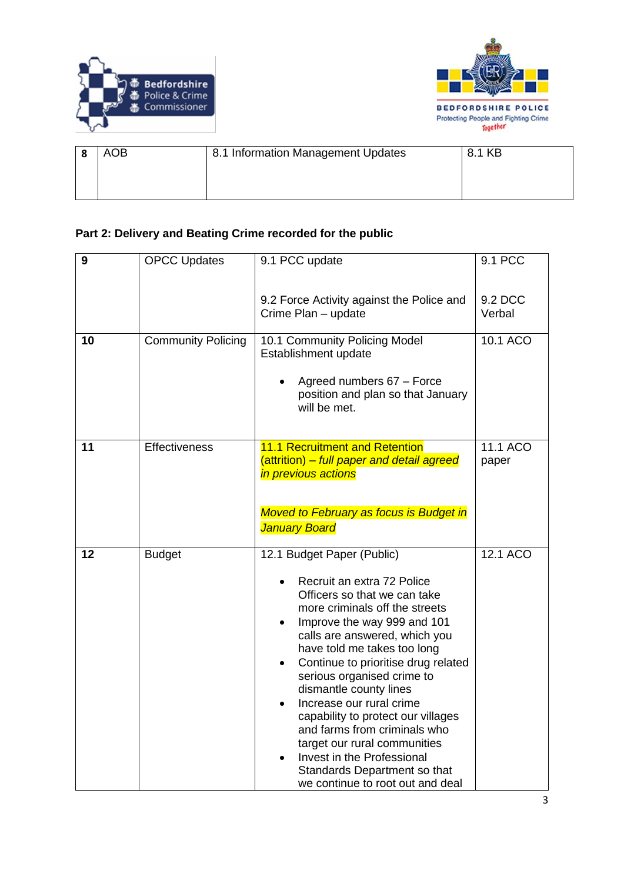| 8 | AOB | 8.1 Information Management Updates | 8.1 KB |
|---|---|---|---|

**Part 2: Delivery and Beating Crime recorded for the public**

| 9 | OPCC Updates | 9.1 PCC update<br><br>9.2 Force Activity against the Police and Crime Plan – update | 9.1 PCC<br><br>9.2 DCC Verbal |
|---|---|---|---|
| 10 | Community Policing | 10.1 Community Policing Model Establishment update<br><br>• Agreed numbers 67 – Force position and plan so that January will be met. | 10.1 ACO |
| 11 | Effectiveness | 11.1 Recruitment and Retention (attrition) – *full paper and detail agreed in previous actions*<br><br>*Moved to February as focus is Budget in January Board* | 11.1 ACO paper |
| 12 | Budget | 12.1 Budget Paper (Public)<br><br>• Recruit an extra 72 Police Officers so that we can take more criminals off the streets<br>• Improve the way 999 and 101 calls are answered, which you have told me takes too long<br>• Continue to prioritise drug related serious organised crime to dismantle county lines<br>• Increase our rural crime capability to protect our villages and farms from criminals who target our rural communities<br>• Invest in the Professional Standards Department so that we continue to root out and deal | 12.1 ACO |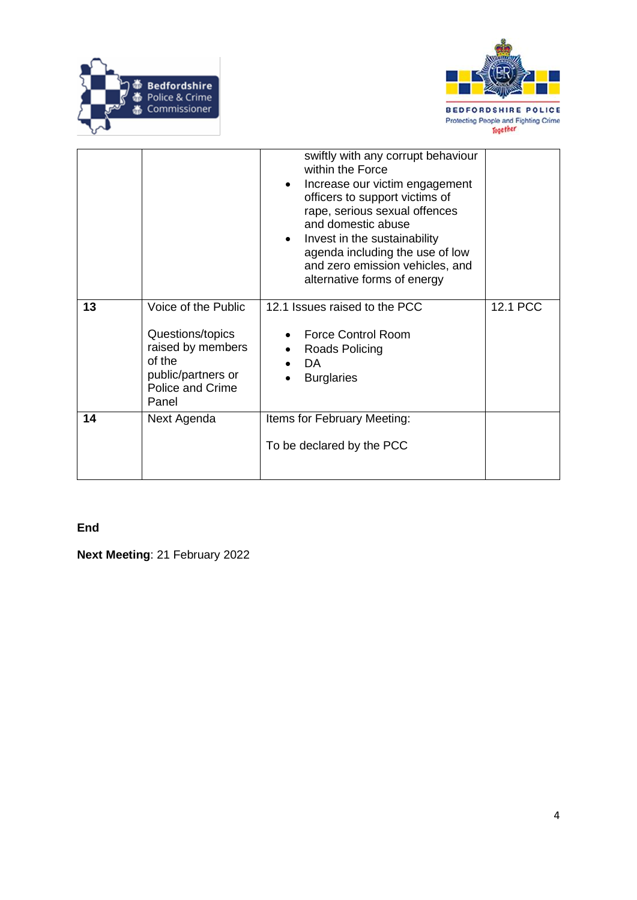| | | | |
|---|---|---|---|
| | | swiftly with any corrupt behaviour within the Force<br>• Increase our victim engagement officers to support victims of rape, serious sexual offences and domestic abuse<br>• Invest in the sustainability agenda including the use of low and zero emission vehicles, and alternative forms of energy | |
| **13** | Voice of the Public<br><br>Questions/topics raised by members of the public/partners or Police and Crime Panel | 12.1 Issues raised to the PCC<br><br>• Force Control Room<br>• Roads Policing<br>• DA<br>• Burglaries | 12.1 PCC |
| **14** | Next Agenda | Items for February Meeting:<br><br>To be declared by the PCC | |

**End**

**Next Meeting**: 21 February 2022